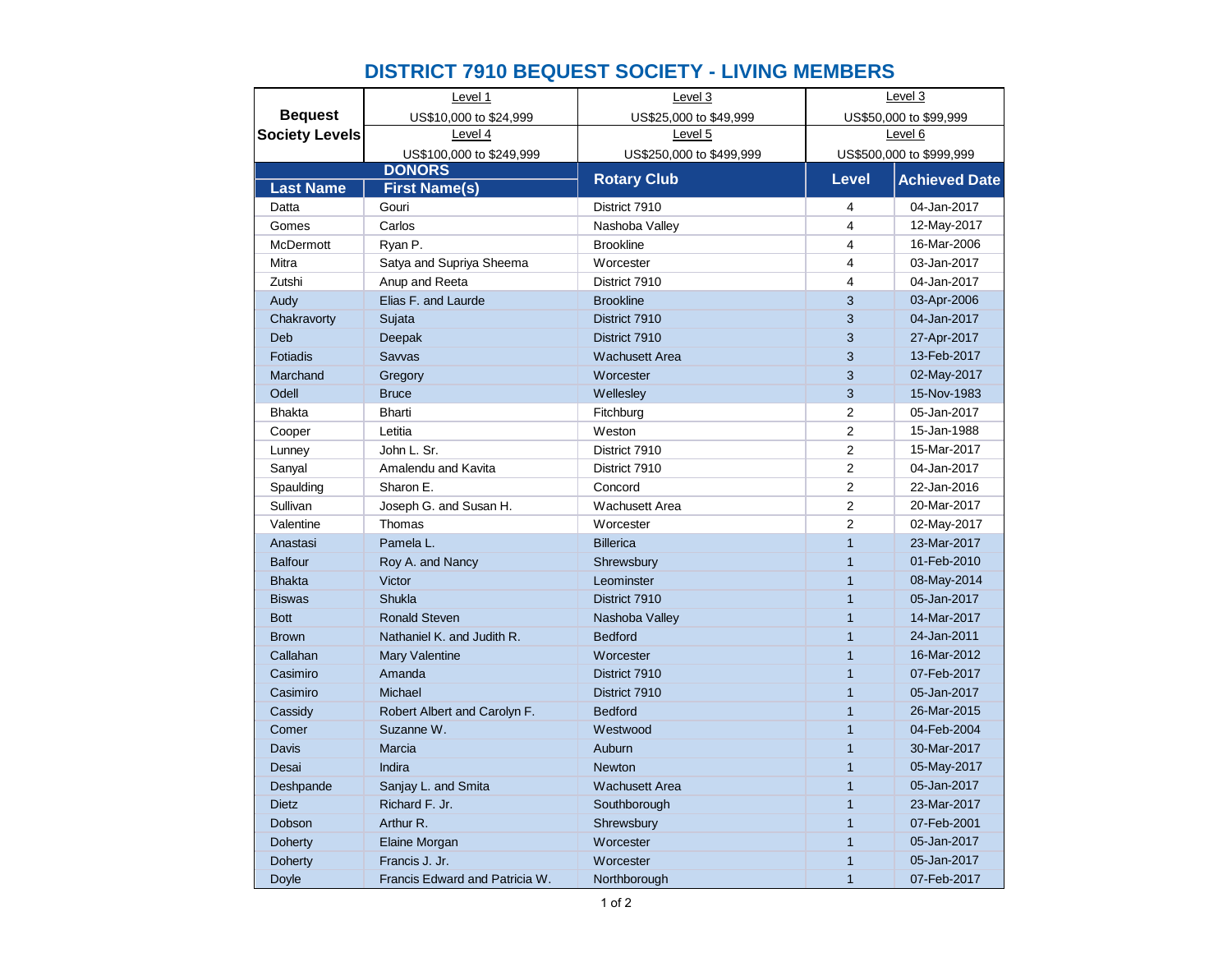# DISTRICT 7910 BEQUEST SOCIETY - LIVING MEMBERS

| Bequest Society Levels | Level 1 | Level 3 | Level 3 |
|---|---|---|---|
| | US$10,000 to $24,999 | US$25,000 to $49,999 | US$50,000 to $99,999 |
| | Level 4 | Level 5 | Level 6 |
| | US$100,000 to $249,999 | US$250,000 to $499,999 | US$500,000 to $999,999 |

| DONORS | | Rotary Club | Level | Achieved Date |
|---|---|---|---|---|
| Last Name | First Name(s) | | | |
| Datta | Gouri | District 7910 | 4 | 04-Jan-2017 |
| Gomes | Carlos | Nashoba Valley | 4 | 12-May-2017 |
| McDermott | Ryan P. | Brookline | 4 | 16-Mar-2006 |
| Mitra | Satya and Supriya Sheema | Worcester | 4 | 03-Jan-2017 |
| Zutshi | Anup and Reeta | District 7910 | 4 | 04-Jan-2017 |
| Audy | Elias F. and Laurde | Brookline | 3 | 03-Apr-2006 |
| Chakravorty | Sujata | District 7910 | 3 | 04-Jan-2017 |
| Deb | Deepak | District 7910 | 3 | 27-Apr-2017 |
| Fotiadis | Savvas | Wachusett Area | 3 | 13-Feb-2017 |
| Marchand | Gregory | Worcester | 3 | 02-May-2017 |
| Odell | Bruce | Wellesley | 3 | 15-Nov-1983 |
| Bhakta | Bharti | Fitchburg | 2 | 05-Jan-2017 |
| Cooper | Letitia | Weston | 2 | 15-Jan-1988 |
| Lunney | John L. Sr. | District 7910 | 2 | 15-Mar-2017 |
| Sanyal | Amalendu and Kavita | District 7910 | 2 | 04-Jan-2017 |
| Spaulding | Sharon E. | Concord | 2 | 22-Jan-2016 |
| Sullivan | Joseph G. and Susan H. | Wachusett Area | 2 | 20-Mar-2017 |
| Valentine | Thomas | Worcester | 2 | 02-May-2017 |
| Anastasi | Pamela L. | Billerica | 1 | 23-Mar-2017 |
| Balfour | Roy A. and Nancy | Shrewsbury | 1 | 01-Feb-2010 |
| Bhakta | Victor | Leominster | 1 | 08-May-2014 |
| Biswas | Shukla | District 7910 | 1 | 05-Jan-2017 |
| Bott | Ronald Steven | Nashoba Valley | 1 | 14-Mar-2017 |
| Brown | Nathaniel K. and Judith R. | Bedford | 1 | 24-Jan-2011 |
| Callahan | Mary Valentine | Worcester | 1 | 16-Mar-2012 |
| Casimiro | Amanda | District 7910 | 1 | 07-Feb-2017 |
| Casimiro | Michael | District 7910 | 1 | 05-Jan-2017 |
| Cassidy | Robert Albert and Carolyn F. | Bedford | 1 | 26-Mar-2015 |
| Comer | Suzanne W. | Westwood | 1 | 04-Feb-2004 |
| Davis | Marcia | Auburn | 1 | 30-Mar-2017 |
| Desai | Indira | Newton | 1 | 05-May-2017 |
| Deshpande | Sanjay L. and Smita | Wachusett Area | 1 | 05-Jan-2017 |
| Dietz | Richard F. Jr. | Southborough | 1 | 23-Mar-2017 |
| Dobson | Arthur R. | Shrewsbury | 1 | 07-Feb-2001 |
| Doherty | Elaine Morgan | Worcester | 1 | 05-Jan-2017 |
| Doherty | Francis J. Jr. | Worcester | 1 | 05-Jan-2017 |
| Doyle | Francis Edward and Patricia W. | Northborough | 1 | 07-Feb-2017 |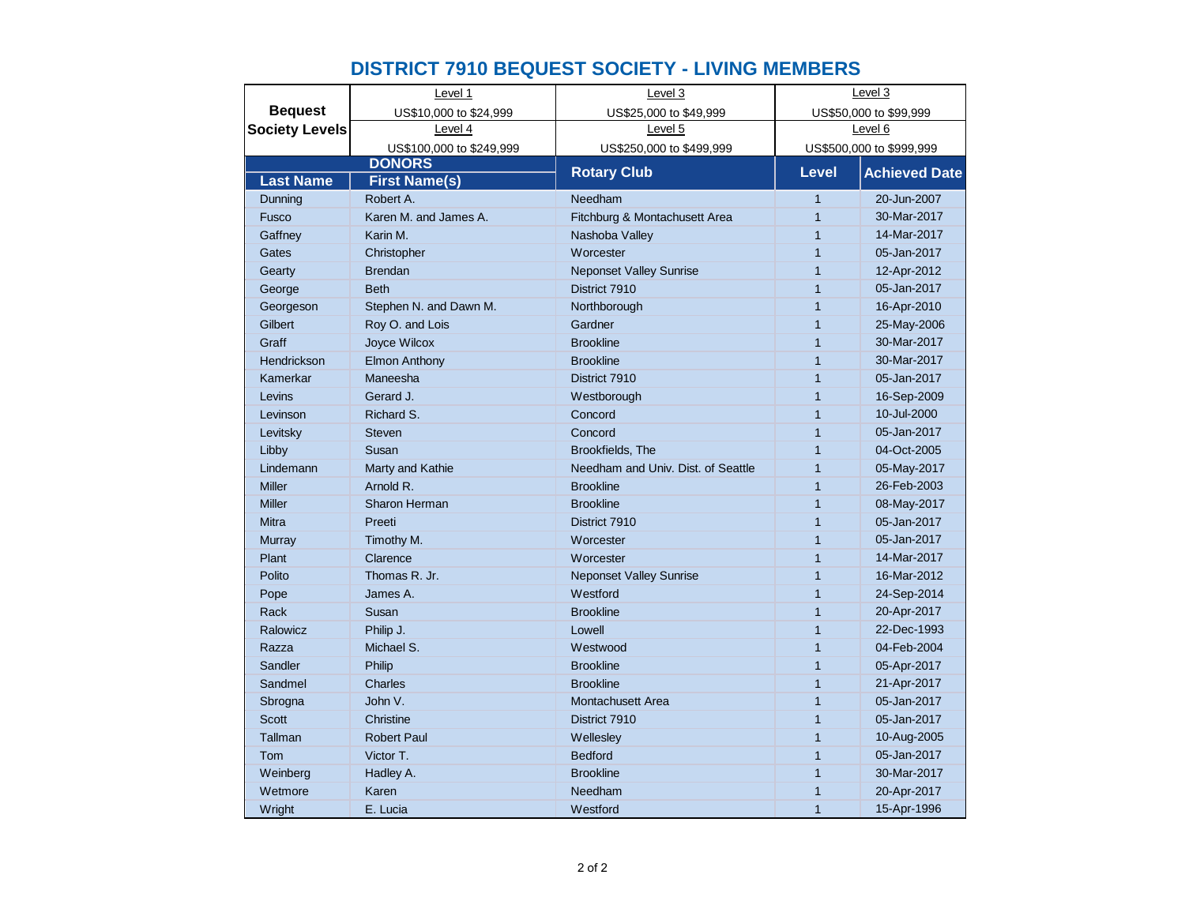# DISTRICT 7910 BEQUEST SOCIETY - LIVING MEMBERS

| Bequest Society Levels | | | |
|---|---|---|---|
| | Level 1 US$10,000 to $24,999 | Level 3 US$25,000 to $49,999 | Level 3 US$50,000 to $99,999 |
| | Level 4 US$100,000 to $249,999 | Level 5 US$250,000 to $499,999 | Level 6 US$500,000 to $999,999 |

| DONORS Last Name | First Name(s) | Rotary Club | Level | Achieved Date |
|---|---|---|---|---|
| Dunning | Robert A. | Needham | 1 | 20-Jun-2007 |
| Fusco | Karen M. and James A. | Fitchburg & Montachusett Area | 1 | 30-Mar-2017 |
| Gaffney | Karin M. | Nashoba Valley | 1 | 14-Mar-2017 |
| Gates | Christopher | Worcester | 1 | 05-Jan-2017 |
| Gearty | Brendan | Neponset Valley Sunrise | 1 | 12-Apr-2012 |
| George | Beth | District 7910 | 1 | 05-Jan-2017 |
| Georgeson | Stephen N. and Dawn M. | Northborough | 1 | 16-Apr-2010 |
| Gilbert | Roy O. and Lois | Gardner | 1 | 25-May-2006 |
| Graff | Joyce Wilcox | Brookline | 1 | 30-Mar-2017 |
| Hendrickson | Elmon Anthony | Brookline | 1 | 30-Mar-2017 |
| Kamerkar | Maneesha | District 7910 | 1 | 05-Jan-2017 |
| Levins | Gerard J. | Westborough | 1 | 16-Sep-2009 |
| Levinson | Richard S. | Concord | 1 | 10-Jul-2000 |
| Levitsky | Steven | Concord | 1 | 05-Jan-2017 |
| Libby | Susan | Brookfields, The | 1 | 04-Oct-2005 |
| Lindemann | Marty and Kathie | Needham and Univ. Dist. of Seattle | 1 | 05-May-2017 |
| Miller | Arnold R. | Brookline | 1 | 26-Feb-2003 |
| Miller | Sharon Herman | Brookline | 1 | 08-May-2017 |
| Mitra | Preeti | District 7910 | 1 | 05-Jan-2017 |
| Murray | Timothy M. | Worcester | 1 | 05-Jan-2017 |
| Plant | Clarence | Worcester | 1 | 14-Mar-2017 |
| Polito | Thomas R. Jr. | Neponset Valley Sunrise | 1 | 16-Mar-2012 |
| Pope | James A. | Westford | 1 | 24-Sep-2014 |
| Rack | Susan | Brookline | 1 | 20-Apr-2017 |
| Ralowicz | Philip J. | Lowell | 1 | 22-Dec-1993 |
| Razza | Michael S. | Westwood | 1 | 04-Feb-2004 |
| Sandler | Philip | Brookline | 1 | 05-Apr-2017 |
| Sandmel | Charles | Brookline | 1 | 21-Apr-2017 |
| Sbrogna | John V. | Montachusett Area | 1 | 05-Jan-2017 |
| Scott | Christine | District 7910 | 1 | 05-Jan-2017 |
| Tallman | Robert Paul | Wellesley | 1 | 10-Aug-2005 |
| Tom | Victor T. | Bedford | 1 | 05-Jan-2017 |
| Weinberg | Hadley A. | Brookline | 1 | 30-Mar-2017 |
| Wetmore | Karen | Needham | 1 | 20-Apr-2017 |
| Wright | E. Lucia | Westford | 1 | 15-Apr-1996 |